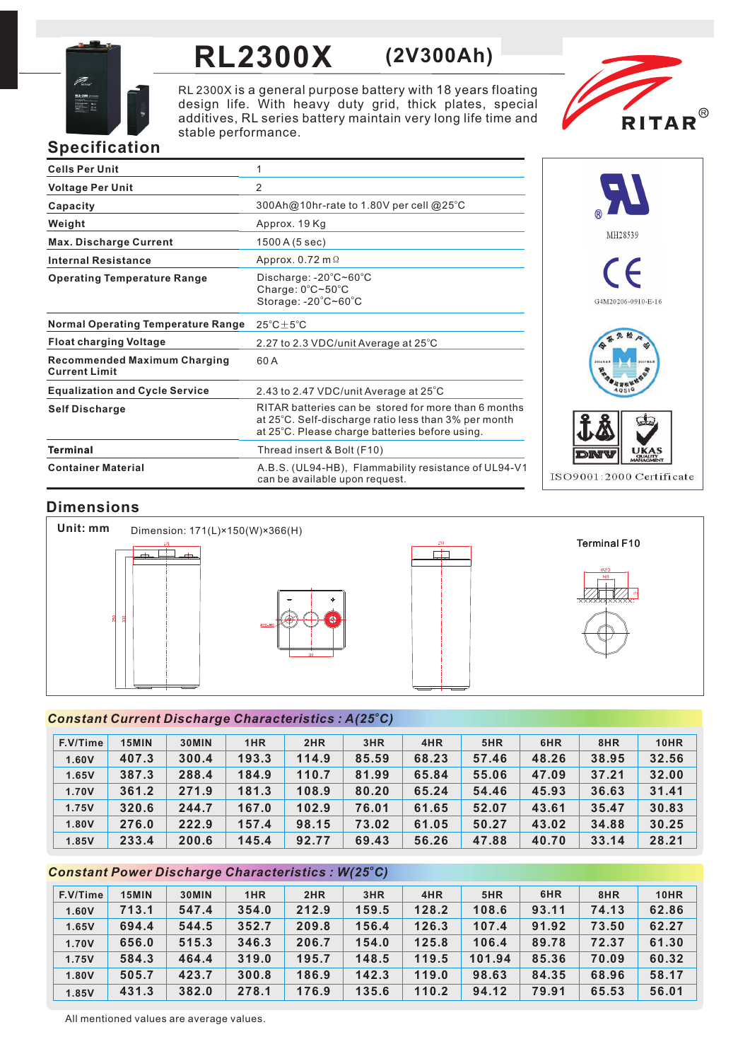# RL2300X (2V300Ah)

RL 2300X is a general purpose battery with 18 years floating design life. With heavy duty grid, thick plates, special additives, RL series battery maintain very long life time and stable performance.

RITAR®

## Specification

| | |
|---|---|
| **Cells Per Unit** | 1 |
| **Voltage Per Unit** | 2 |
| **Capacity** | 300Ah@10hr-rate to 1.80V per cell @25°C |
| **Weight** | Approx. 19 Kg |
| **Max. Discharge Current** | 1500 A (5 sec) |
| **Internal Resistance** | Approx. 0.72 mΩ |
| **Operating Temperature Range** | Discharge: -20°C~60°C<br>Charge: 0°C~50°C<br>Storage: -20°C~60°C |
| **Normal Operating Temperature Range** | 25°C±5°C |
| **Float charging Voltage** | 2.27 to 2.3 VDC/unit Average at 25°C |
| **Recommended Maximum Charging Current Limit** | 60 A |
| **Equalization and Cycle Service** | 2.43 to 2.47 VDC/unit Average at 25°C |
| **Self Discharge** | RITAR batteries can be stored for more than 6 months at 25°C. Self-discharge ratio less than 3% per month at 25°C. Please charge batteries before using. |
| **Terminal** | Thread insert & Bolt (F10) |
| **Container Material** | A.B.S. (UL94-HB), Flammability resistance of UL94-V1 can be available upon request. |

MH28539

G4M20206-0910-E-16

ISO9001:2000 Certificate

## Dimensions

**Unit: mm**

Dimension: 171(L)×150(W)×366(H)

Terminal F10

## Constant Current Discharge Characteristics : A(25°C)

| F.V/Time | 15MIN | 30MIN | 1HR | 2HR | 3HR | 4HR | 5HR | 6HR | 8HR | 10HR |
|---|---|---|---|---|---|---|---|---|---|---|
| 1.60V | 407.3 | 300.4 | 193.3 | 114.9 | 85.59 | 68.23 | 57.46 | 48.26 | 38.95 | 32.56 |
| 1.65V | 387.3 | 288.4 | 184.9 | 110.7 | 81.99 | 65.84 | 55.06 | 47.09 | 37.21 | 32.00 |
| 1.70V | 361.2 | 271.9 | 181.3 | 108.9 | 80.20 | 65.24 | 54.46 | 45.93 | 36.63 | 31.41 |
| 1.75V | 320.6 | 244.7 | 167.0 | 102.9 | 76.01 | 61.65 | 52.07 | 43.61 | 35.47 | 30.83 |
| 1.80V | 276.0 | 222.9 | 157.4 | 98.15 | 73.02 | 61.05 | 50.27 | 43.02 | 34.88 | 30.25 |
| 1.85V | 233.4 | 200.6 | 145.4 | 92.77 | 69.43 | 56.26 | 47.88 | 40.70 | 33.14 | 28.21 |

## Constant Power Discharge Characteristics : W(25°C)

| F.V/Time | 15MIN | 30MIN | 1HR | 2HR | 3HR | 4HR | 5HR | 6HR | 8HR | 10HR |
|---|---|---|---|---|---|---|---|---|---|---|
| 1.60V | 713.1 | 547.4 | 354.0 | 212.9 | 159.5 | 128.2 | 108.6 | 93.11 | 74.13 | 62.86 |
| 1.65V | 694.4 | 544.5 | 352.7 | 209.8 | 156.4 | 126.3 | 107.4 | 91.92 | 73.50 | 62.27 |
| 1.70V | 656.0 | 515.3 | 346.3 | 206.7 | 154.0 | 125.8 | 106.4 | 89.78 | 72.37 | 61.30 |
| 1.75V | 584.3 | 464.4 | 319.0 | 195.7 | 148.5 | 119.5 | 101.94 | 85.36 | 70.09 | 60.32 |
| 1.80V | 505.7 | 423.7 | 300.8 | 186.9 | 142.3 | 119.0 | 98.63 | 84.35 | 68.96 | 58.17 |
| 1.85V | 431.3 | 382.0 | 278.1 | 176.9 | 135.6 | 110.2 | 94.12 | 79.91 | 65.53 | 56.01 |

All mentioned values are average values.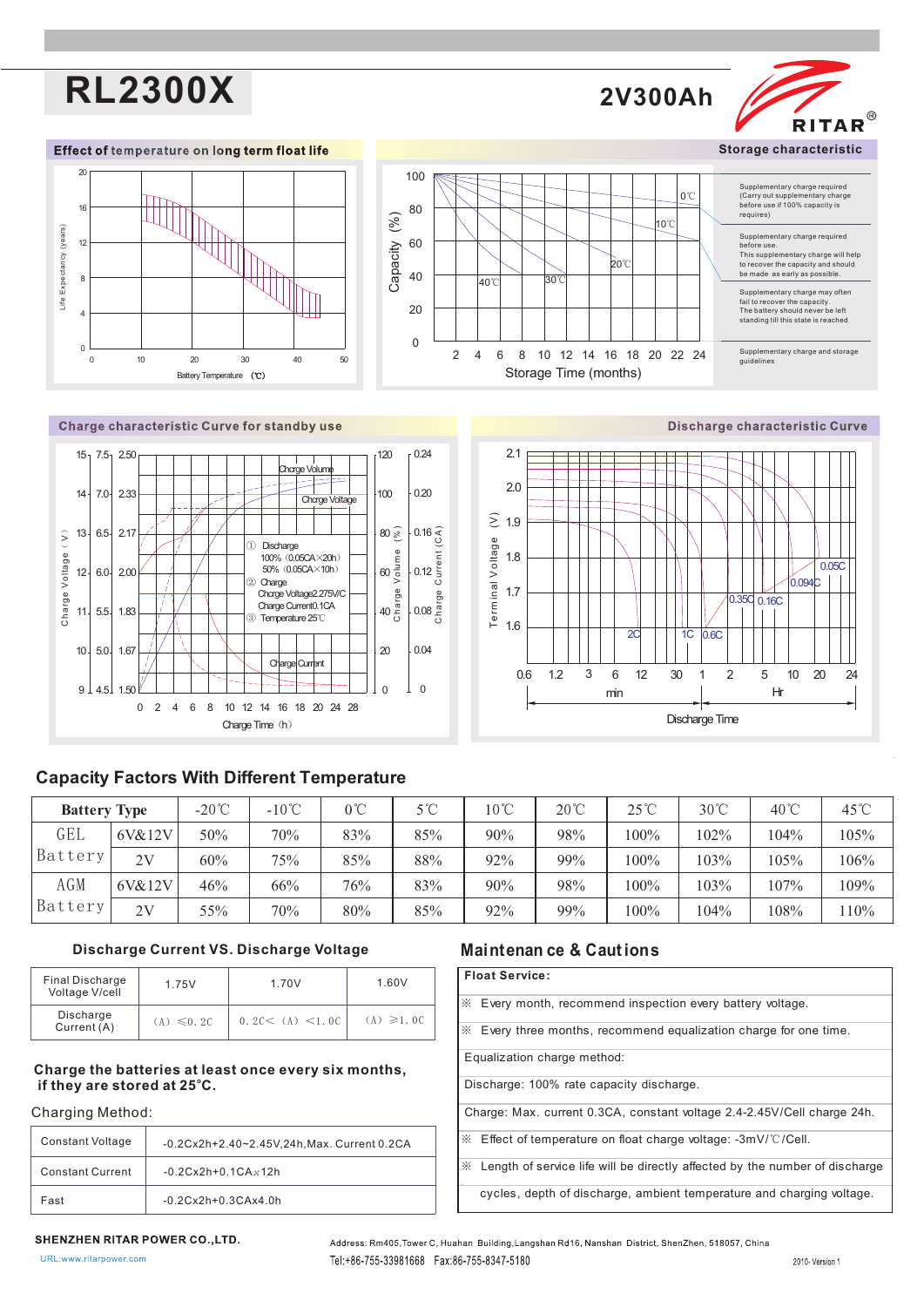# RL2300X

## 2V300Ah

RITAR®

### Effect of temperature on long term float life

Life Expectancy (years)

20
16
12
8
4
0

0 10 20 30 40 50

Battery Temperature (℃)

### Storage characteristic

Capacity (%)

100
80
60
40
20
0

0℃
10℃
20℃
30℃
40℃

2 4 6 8 10 12 14 16 18 20 22 24

Storage Time (months)

Supplementary charge required (Carry out supplementary charge before use if 100% capacity is requires)

Supplementary charge required before use. This supplementary charge will help to recover the capacity and should be made as early as possible.

Supplementary charge may often fail to recover the capacity. The battery should never be left standing till this state is reached

Supplementary charge and storage guidelines

### Charge characteristic Curve for standby use

Charge Voltage (V)

15 7.5 2.50
14 7.0 2.33
13 6.5 2.17
12 6.0 2.00
11 5.5 1.83
10 5.0 1.67
9 4.5 1.50

Charge Volume (%)

120
100
80
60
40
20
0

Charge Current (CA)

0.24
0.20
0.16
0.12
0.08
0.04
0

Charge Volume
Charge Voltage
Charge Current

① Discharge
100% (0.05CA×20h)
50% (0.05CA×10h)
② Charge
Charge Voltage2.275V/C
Charge Current0.1CA
③ Temperature 25℃

0 2 4 6 8 10 12 14 16 18 20 24 28

Charge Time (h)

### Discharge characteristic Curve

Terminal Voltage (V)

2.1
2.0
1.9
1.8
1.7
1.6

2C 1C 0.6C 0.35C 0.16C 0.094C 0.05C

0.6 1.2 3 6 12 30 1 2 5 10 20 24

min Hr

Discharge Time

## Capacity Factors With Different Temperature

| Battery Type | | -20℃ | -10℃ | 0℃ | 5℃ | 10℃ | 20℃ | 25℃ | 30℃ | 40℃ | 45℃ |
|---|---|---|---|---|---|---|---|---|---|---|---|
| GEL Battery | 6V&12V | 50% | 70% | 83% | 85% | 90% | 98% | 100% | 102% | 104% | 105% |
| | 2V | 60% | 75% | 85% | 88% | 92% | 99% | 100% | 103% | 105% | 106% |
| AGM Battery | 6V&12V | 46% | 66% | 76% | 83% | 90% | 98% | 100% | 103% | 107% | 109% |
| | 2V | 55% | 70% | 80% | 85% | 92% | 99% | 100% | 104% | 108% | 110% |

### Discharge Current VS. Discharge Voltage

| Final Discharge Voltage V/cell | 1.75V | 1.70V | 1.60V |
|---|---|---|---|
| Discharge Current (A) | (A) ≤0.2C | 0.2C< (A) <1.0C | (A) ≥1.0C |

**Charge the batteries at least once every six months, if they are stored at 25°C.**

Charging Method:

| | |
|---|---|
| Constant Voltage | -0.2Cx2h+2.40~2.45V,24h,Max. Current 0.2CA |
| Constant Current | -0.2Cx2h+0.1CAx12h |
| Fast | -0.2Cx2h+0.3CAx4.0h |

### Maintenance & Cautions

**Float Service:**

※ Every month, recommend inspection every battery voltage.

※ Every three months, recommend equalization charge for one time.

Equalization charge method:

Discharge: 100% rate capacity discharge.

Charge: Max. current 0.3CA, constant voltage 2.4-2.45V/Cell charge 24h.

※ Effect of temperature on float charge voltage: -3mV/℃/Cell.

※ Length of service life will be directly affected by the number of discharge cycles, depth of discharge, ambient temperature and charging voltage.

**SHENZHEN RITAR POWER CO.,LTD.**

URL:www.ritarpower.com

Address: Rm405,Tower C, Huahan Building,Langshan Rd16, Nanshan District, ShenZhen, 518057, China

Tel:+86-755-33981668 Fax:86-755-8347-5180

2010- Version 1